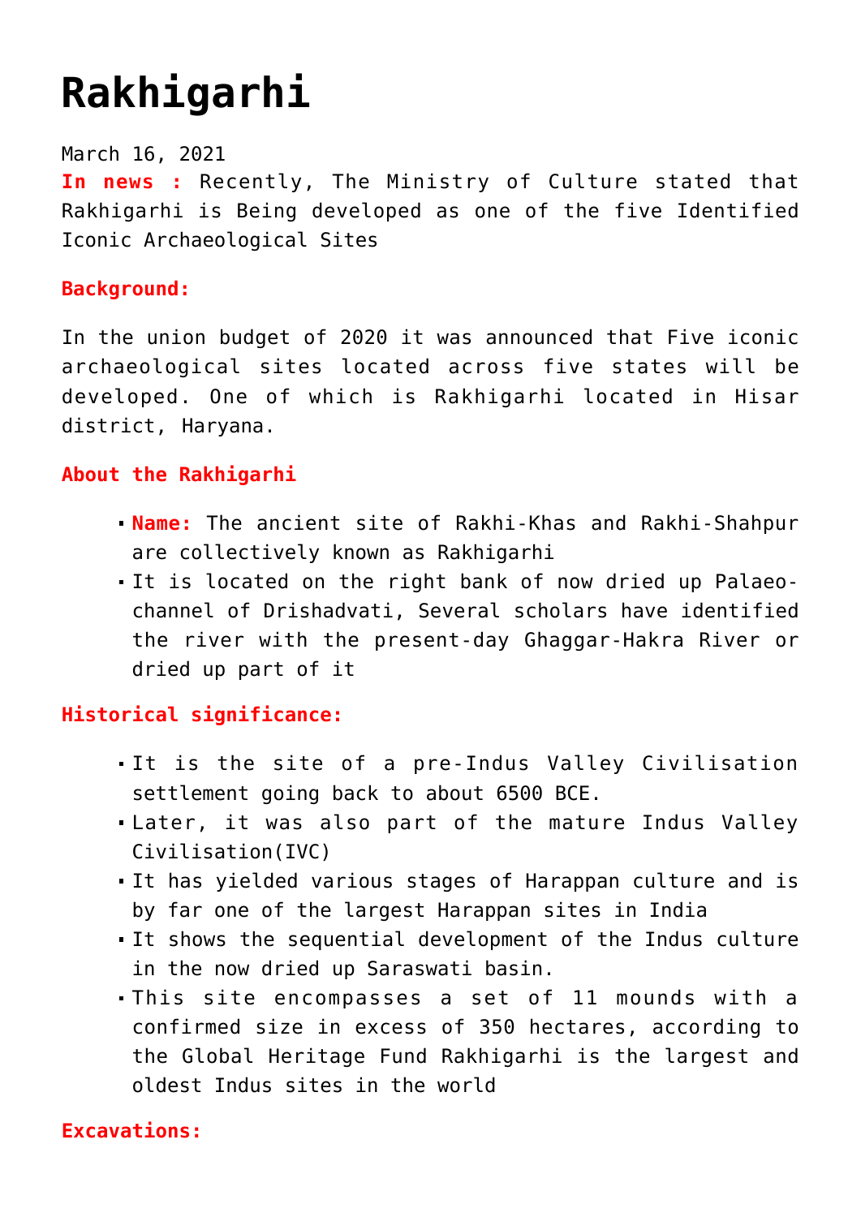# Rakhigarhi

March 16, 2021

**In news :** Recently, The Ministry of Culture stated that Rakhigarhi is Being developed as one of the five Identified Iconic Archaeological Sites

**Background:**

In the union budget of 2020 it was announced that Five iconic archaeological sites located across five states will be developed. One of which is Rakhigarhi located in Hisar district, Haryana.

**About the Rakhigarhi**

- **Name:** The ancient site of Rakhi-Khas and Rakhi-Shahpur are collectively known as Rakhigarhi
- It is located on the right bank of now dried up Palaeo-channel of Drishadvati, Several scholars have identified the river with the present-day Ghaggar-Hakra River or dried up part of it

**Historical significance:**

- It is the site of a pre-Indus Valley Civilisation settlement going back to about 6500 BCE.
- Later, it was also part of the mature Indus Valley Civilisation(IVC)
- It has yielded various stages of Harappan culture and is by far one of the largest Harappan sites in India
- It shows the sequential development of the Indus culture in the now dried up Saraswati basin.
- This site encompasses a set of 11 mounds with a confirmed size in excess of 350 hectares, according to the Global Heritage Fund Rakhigarhi is the largest and oldest Indus sites in the world

**Excavations:**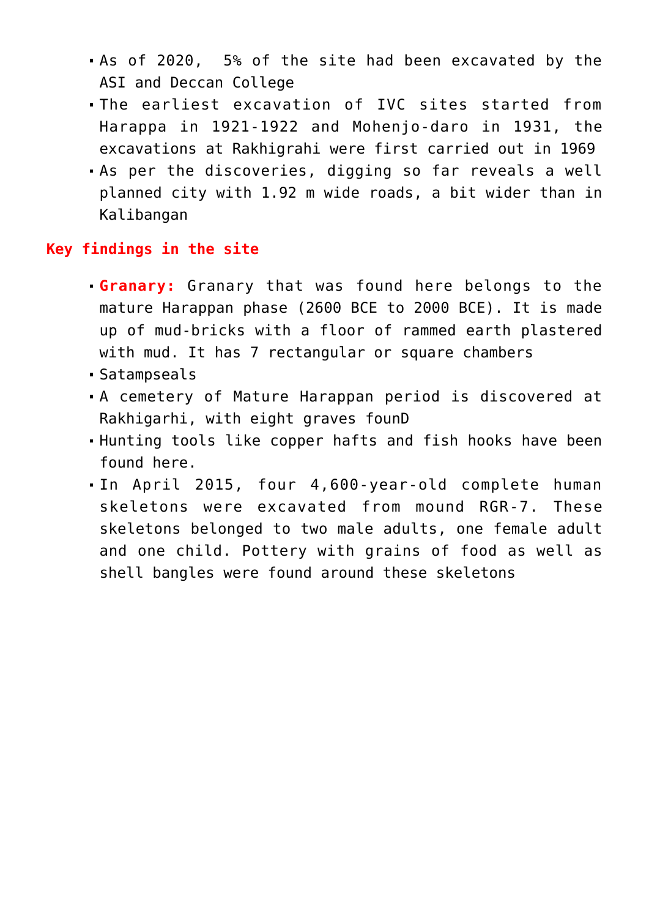- As of 2020, 5% of the site had been excavated by the ASI and Deccan College
- The earliest excavation of IVC sites started from Harappa in 1921-1922 and Mohenjo-daro in 1931, the excavations at Rakhigrahi were first carried out in 1969
- As per the discoveries, digging so far reveals a well planned city with 1.92 m wide roads, a bit wider than in Kalibangan

**Key findings in the site**

- **Granary:** Granary that was found here belongs to the mature Harappan phase (2600 BCE to 2000 BCE). It is made up of mud-bricks with a floor of rammed earth plastered with mud. It has 7 rectangular or square chambers
- Satampseals
- A cemetery of Mature Harappan period is discovered at Rakhigarhi, with eight graves founD
- Hunting tools like copper hafts and fish hooks have been found here.
- In April 2015, four 4,600-year-old complete human skeletons were excavated from mound RGR-7. These skeletons belonged to two male adults, one female adult and one child. Pottery with grains of food as well as shell bangles were found around these skeletons